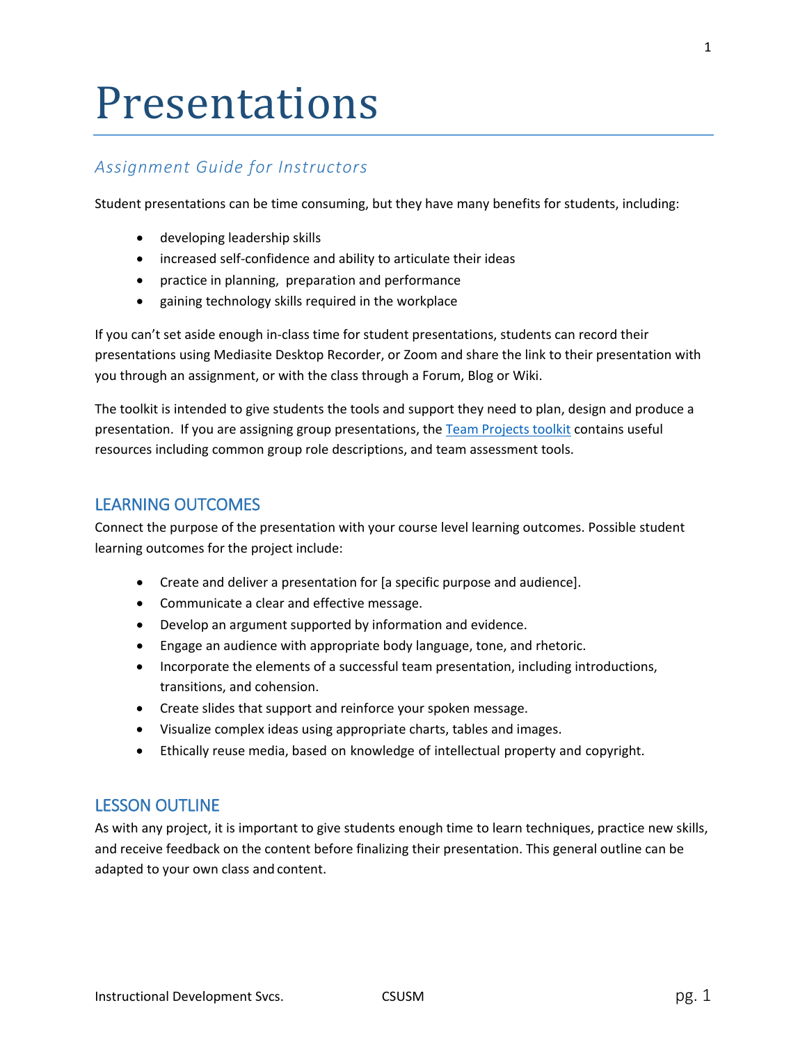# Presentations

## *Assignment Guide for Instructors*

Student presentations can be time consuming, but they have many benefits for students, including:

- developing leadership skills
- increased self-confidence and ability to articulate their ideas
- practice in planning, preparation and performance
- gaining technology skills required in the workplace

If you can't set aside enough in-class time for student presentations, students can record their presentations using Mediasite Desktop Recorder, or Zoom and share the link to their presentation with you through an assignment, or with the class through a Forum, Blog or Wiki.

The toolkit is intended to give students the tools and support they need to plan, design and produce a presentation. If you are assigning group presentations, the Team Projects toolkit contains useful resources including common group role descriptions, and team assessment tools.

### LEARNING OUTCOMES

Connect the purpose of the presentation with your course level learning outcomes. Possible student learning outcomes for the project include:

- Create and deliver a presentation for [a specific purpose and audience].
- Communicate a clear and effective message.
- Develop an argument supported by information and evidence.
- Engage an audience with appropriate body language, tone, and rhetoric.
- Incorporate the elements of a successful team presentation, including introductions, transitions, and cohension.
- Create slides that support and reinforce your spoken message.
- Visualize complex ideas using appropriate charts, tables and images.
- Ethically reuse media, based on knowledge of intellectual property and copyright.

### LESSON OUTLINE

As with any project, it is important to give students enough time to learn techniques, practice new skills, and receive feedback on the content before finalizing their presentation. This general outline can be adapted to your own class and content.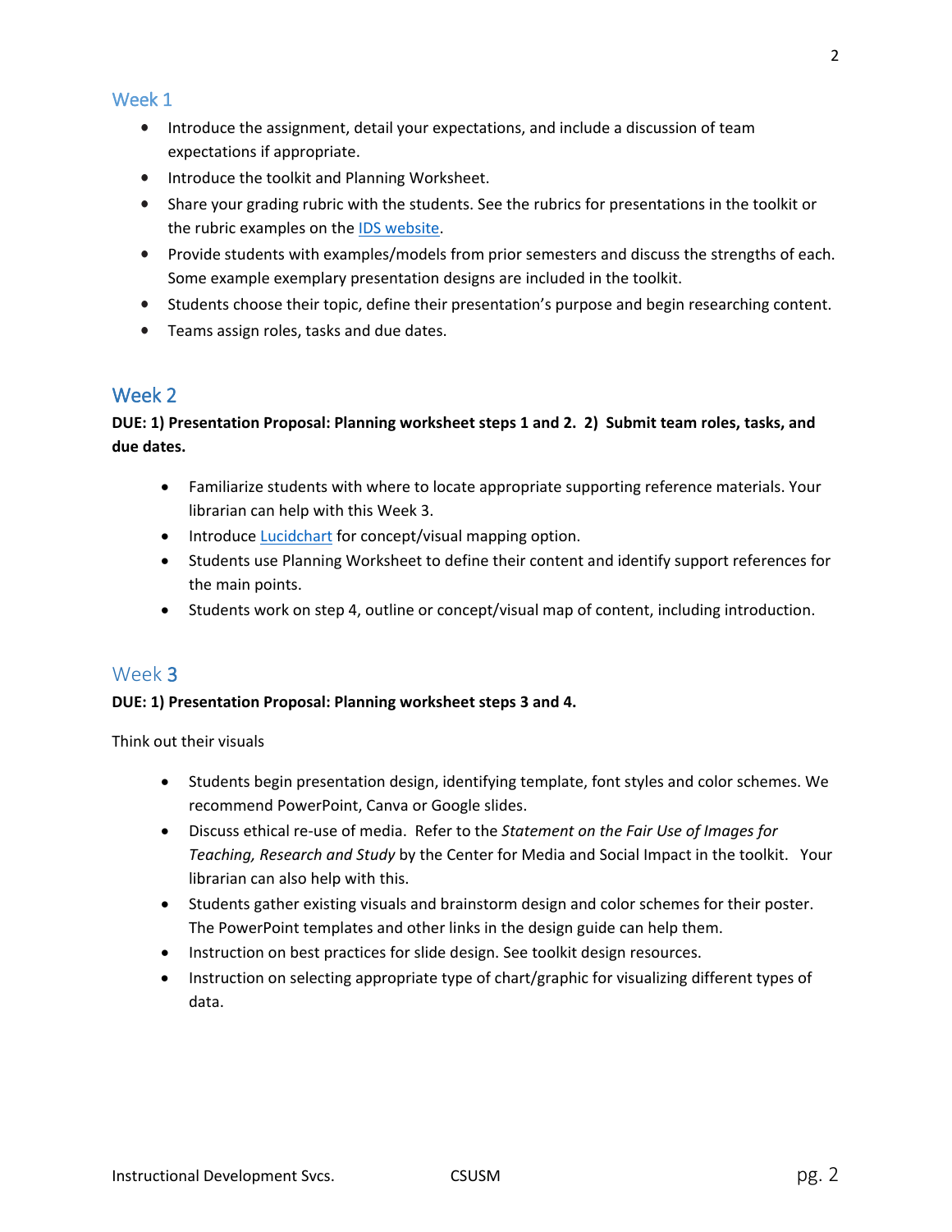## Week 1

- Introduce the assignment, detail your expectations, and include a discussion of team expectations if appropriate.
- Introduce the toolkit and Planning Worksheet.
- Share your grading rubric with the students. See the rubrics for presentations in the toolkit or the rubric examples on the IDS website.
- Provide students with examples/models from prior semesters and discuss the strengths of each. Some example exemplary presentation designs are included in the toolkit.
- Students choose their topic, define their presentation's purpose and begin researching content.
- Teams assign roles, tasks and due dates.

## Week 2

**DUE: 1) Presentation Proposal: Planning worksheet steps 1 and 2. 2) Submit team roles, tasks, and due dates.**

- Familiarize students with where to locate appropriate supporting reference materials. Your librarian can help with this Week 3.
- Introduce Lucidchart for concept/visual mapping option.
- Students use Planning Worksheet to define their content and identify support references for the main points.
- Students work on step 4, outline or concept/visual map of content, including introduction.

## Week 3

**DUE: 1) Presentation Proposal: Planning worksheet steps 3 and 4.**

Think out their visuals

- Students begin presentation design, identifying template, font styles and color schemes. We recommend PowerPoint, Canva or Google slides.
- Discuss ethical re-use of media. Refer to the *Statement on the Fair Use of Images for Teaching, Research and Study* by the Center for Media and Social Impact in the toolkit. Your librarian can also help with this.
- Students gather existing visuals and brainstorm design and color schemes for their poster. The PowerPoint templates and other links in the design guide can help them.
- Instruction on best practices for slide design. See toolkit design resources.
- Instruction on selecting appropriate type of chart/graphic for visualizing different types of data.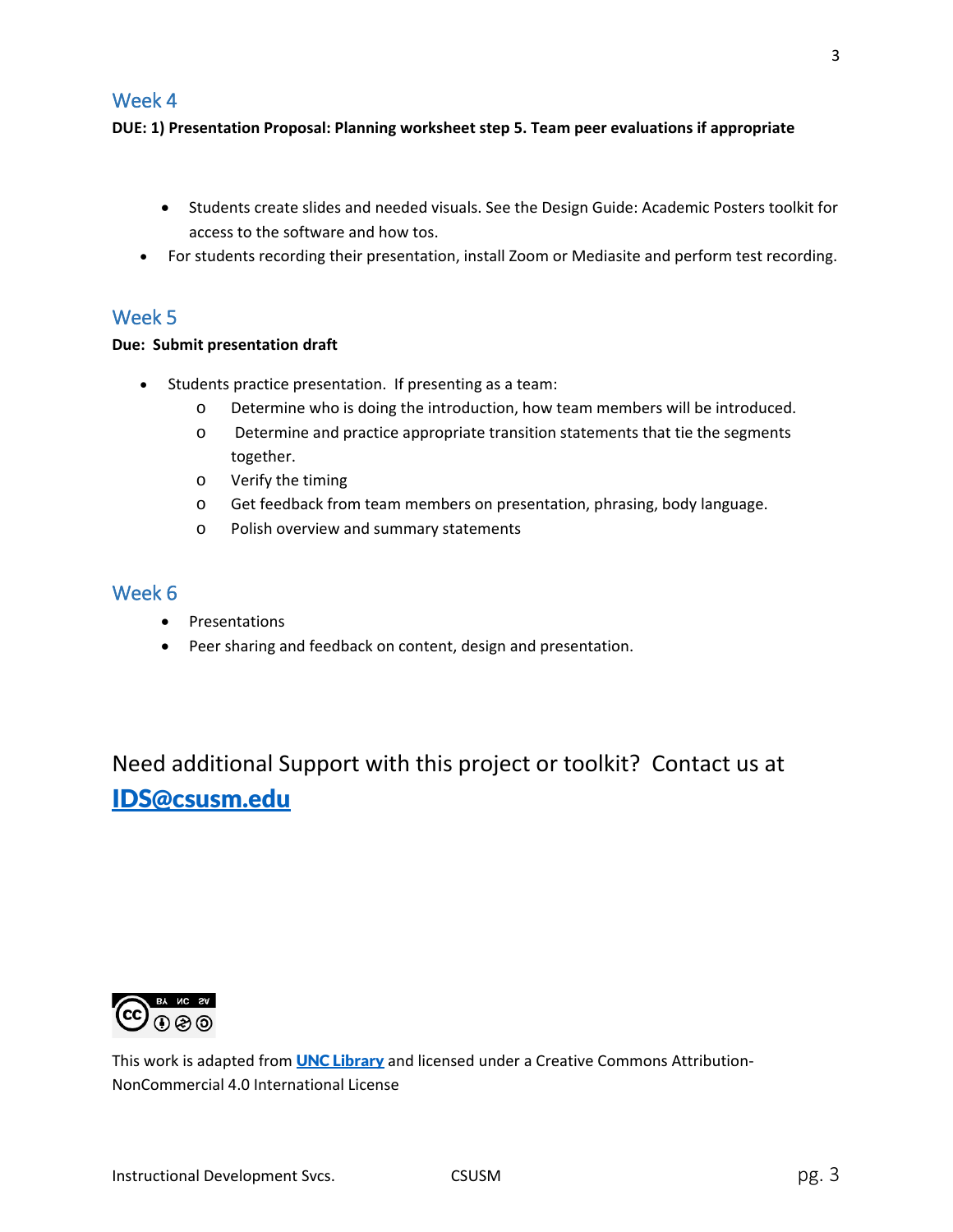## Week 4

**DUE: 1) Presentation Proposal: Planning worksheet step 5. Team peer evaluations if appropriate**

- Students create slides and needed visuals. See the Design Guide: Academic Posters toolkit for access to the software and how tos.
- For students recording their presentation, install Zoom or Mediasite and perform test recording.

## Week 5

**Due: Submit presentation draft**

- Students practice presentation. If presenting as a team:
  - Determine who is doing the introduction, how team members will be introduced.
  - Determine and practice appropriate transition statements that tie the segments together.
  - Verify the timing
  - Get feedback from team members on presentation, phrasing, body language.
  - Polish overview and summary statements

## Week 6

- Presentations
- Peer sharing and feedback on content, design and presentation.

Need additional Support with this project or toolkit? Contact us at **[IDS@csusm.edu](mailto:IDS@csusm.edu)**

This work is adapted from **UNC Library** and licensed under a Creative Commons Attribution-NonCommercial 4.0 International License